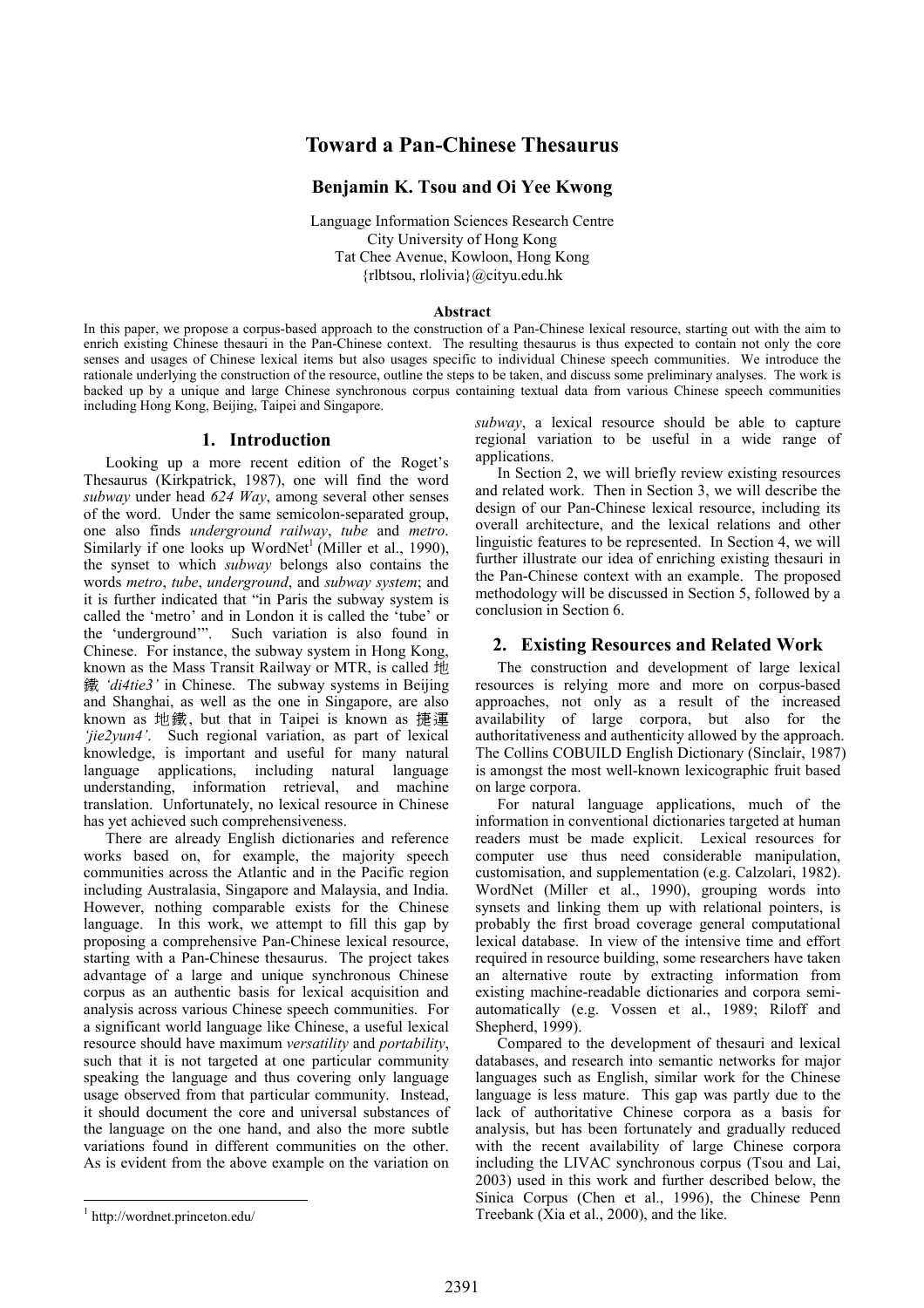# Toward a Pan-Chinese Thesaurus

**Benjamin K. Tsou and Oi Yee Kwong**

Language Information Sciences Research Centre
City University of Hong Kong
Tat Chee Avenue, Kowloon, Hong Kong
{rlbtsou, rlolivia}@cityu.edu.hk

**Abstract**

In this paper, we propose a corpus-based approach to the construction of a Pan-Chinese lexical resource, starting out with the aim to enrich existing Chinese thesauri in the Pan-Chinese context. The resulting thesaurus is thus expected to contain not only the core senses and usages of Chinese lexical items but also usages specific to individual Chinese speech communities. We introduce the rationale underlying the construction of the resource, outline the steps to be taken, and discuss some preliminary analyses. The work is backed up by a unique and large Chinese synchronous corpus containing textual data from various Chinese speech communities including Hong Kong, Beijing, Taipei and Singapore.

## 1. Introduction

Looking up a more recent edition of the Roget's Thesaurus (Kirkpatrick, 1987), one will find the word *subway* under head *624 Way*, among several other senses of the word. Under the same semicolon-separated group, one also finds *underground railway*, *tube* and *metro*. Similarly if one looks up WordNet[1] (Miller et al., 1990), the synset to which *subway* belongs also contains the words *metro*, *tube*, *underground*, and *subway system*; and it is further indicated that "in Paris the subway system is called the 'metro' and in London it is called the 'tube' or the 'underground'". Such variation is also found in Chinese. For instance, the subway system in Hong Kong, known as the Mass Transit Railway or MTR, is called 地鐵 *'di4tie3'* in Chinese. The subway systems in Beijing and Shanghai, as well as the one in Singapore, are also known as 地鐵, but that in Taipei is known as 捷運 *'jie2yun4'*. Such regional variation, as part of lexical knowledge, is important and useful for many natural language applications, including natural language understanding, information retrieval, and machine translation. Unfortunately, no lexical resource in Chinese has yet achieved such comprehensiveness.

There are already English dictionaries and reference works based on, for example, the majority speech communities across the Atlantic and in the Pacific region including Australasia, Singapore and Malaysia, and India. However, nothing comparable exists for the Chinese language. In this work, we attempt to fill this gap by proposing a comprehensive Pan-Chinese lexical resource, starting with a Pan-Chinese thesaurus. The project takes advantage of a large and unique synchronous Chinese corpus as an authentic basis for lexical acquisition and analysis across various Chinese speech communities. For a significant world language like Chinese, a useful lexical resource should have maximum *versatility* and *portability*, such that it is not targeted at one particular community speaking the language and thus covering only language usage observed from that particular community. Instead, it should document the core and universal substances of the language on the one hand, and also the more subtle variations found in different communities on the other. As is evident from the above example on the variation on *subway*, a lexical resource should be able to capture regional variation to be useful in a wide range of applications.

In Section 2, we will briefly review existing resources and related work. Then in Section 3, we will describe the design of our Pan-Chinese lexical resource, including its overall architecture, and the lexical relations and other linguistic features to be represented. In Section 4, we will further illustrate our idea of enriching existing thesauri in the Pan-Chinese context with an example. The proposed methodology will be discussed in Section 5, followed by a conclusion in Section 6.

## 2. Existing Resources and Related Work

The construction and development of large lexical resources is relying more and more on corpus-based approaches, not only as a result of the increased availability of large corpora, but also for the authoritativeness and authenticity allowed by the approach. The Collins COBUILD English Dictionary (Sinclair, 1987) is amongst the most well-known lexicographic fruit based on large corpora.

For natural language applications, much of the information in conventional dictionaries targeted at human readers must be made explicit. Lexical resources for computer use thus need considerable manipulation, customisation, and supplementation (e.g. Calzolari, 1982). WordNet (Miller et al., 1990), grouping words into synsets and linking them up with relational pointers, is probably the first broad coverage general computational lexical database. In view of the intensive time and effort required in resource building, some researchers have taken an alternative route by extracting information from existing machine-readable dictionaries and corpora semi-automatically (e.g. Vossen et al., 1989; Riloff and Shepherd, 1999).

Compared to the development of thesauri and lexical databases, and research into semantic networks for major languages such as English, similar work for the Chinese language is less mature. This gap was partly due to the lack of authoritative Chinese corpora as a basis for analysis, but has been fortunately and gradually reduced with the recent availability of large Chinese corpora including the LIVAC synchronous corpus (Tsou and Lai, 2003) used in this work and further described below, the Sinica Corpus (Chen et al., 1996), the Chinese Penn Treebank (Xia et al., 2000), and the like.

[1] http://wordnet.princeton.edu/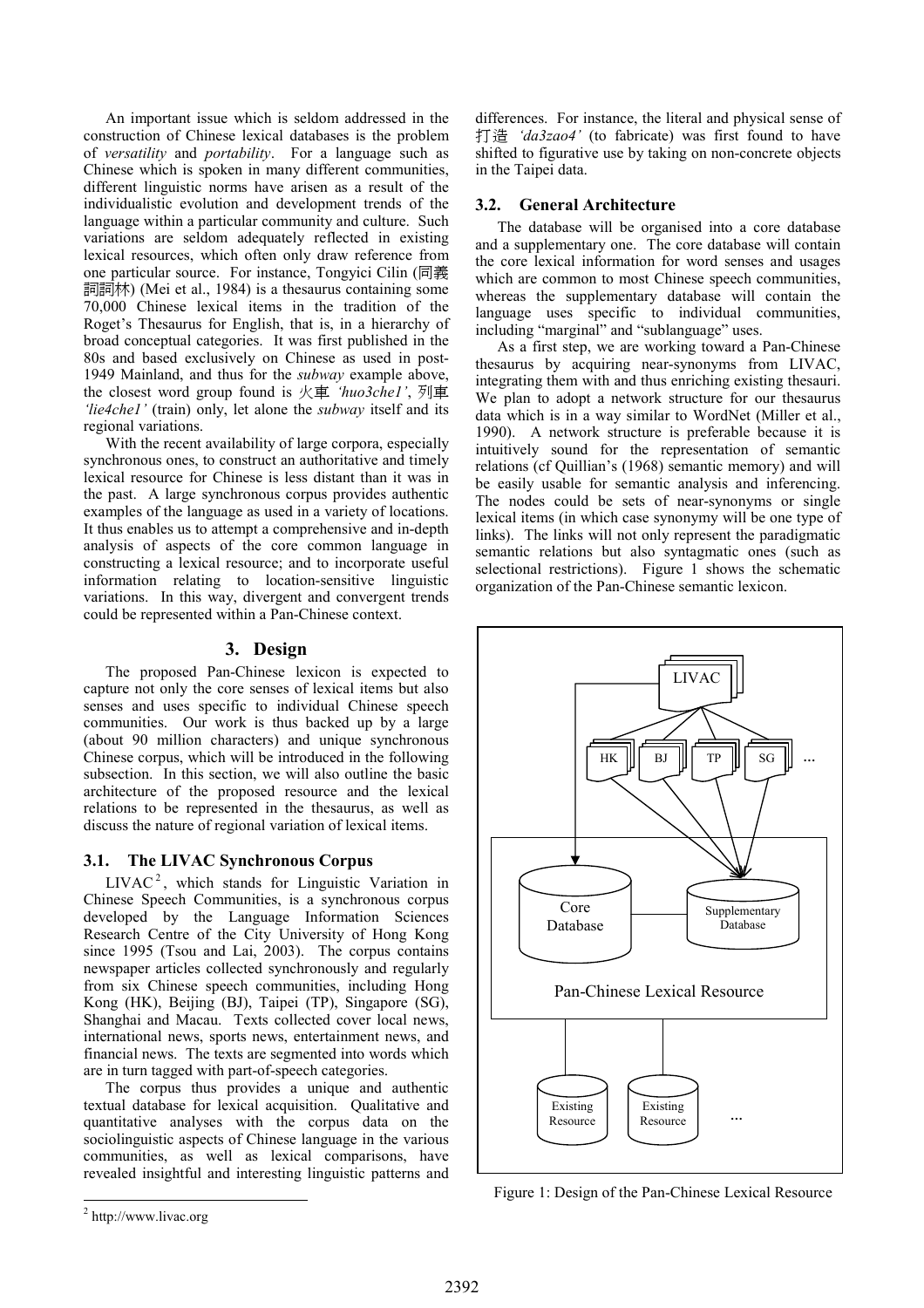An important issue which is seldom addressed in the construction of Chinese lexical databases is the problem of *versatility* and *portability*. For a language such as Chinese which is spoken in many different communities, different linguistic norms have arisen as a result of the individualistic evolution and development trends of the language within a particular community and culture. Such variations are seldom adequately reflected in existing lexical resources, which often only draw reference from one particular source. For instance, Tongyici Cilin (同義詞詞林) (Mei et al., 1984) is a thesaurus containing some 70,000 Chinese lexical items in the tradition of the Roget's Thesaurus for English, that is, in a hierarchy of broad conceptual categories. It was first published in the 80s and based exclusively on Chinese as used in post-1949 Mainland, and thus for the *subway* example above, the closest word group found is *火車 'huo3che1'*, 列車 *'lie4che1'* (train) only, let alone the *subway* itself and its regional variations.

With the recent availability of large corpora, especially synchronous ones, to construct an authoritative and timely lexical resource for Chinese is less distant than it was in the past. A large synchronous corpus provides authentic examples of the language as used in a variety of locations. It thus enables us to attempt a comprehensive and in-depth analysis of aspects of the core common language in constructing a lexical resource; and to incorporate useful information relating to location-sensitive linguistic variations. In this way, divergent and convergent trends could be represented within a Pan-Chinese context.

## 3. Design

The proposed Pan-Chinese lexicon is expected to capture not only the core senses of lexical items but also senses and uses specific to individual Chinese speech communities. Our work is thus backed up by a large (about 90 million characters) and unique synchronous Chinese corpus, which will be introduced in the following subsection. In this section, we will also outline the basic architecture of the proposed resource and the lexical relations to be represented in the thesaurus, as well as discuss the nature of regional variation of lexical items.

### 3.1. The LIVAC Synchronous Corpus

LIVAC[2], which stands for Linguistic Variation in Chinese Speech Communities, is a synchronous corpus developed by the Language Information Sciences Research Centre of the City University of Hong Kong since 1995 (Tsou and Lai, 2003). The corpus contains newspaper articles collected synchronously and regularly from six Chinese speech communities, including Hong Kong (HK), Beijing (BJ), Taipei (TP), Singapore (SG), Shanghai and Macau. Texts collected cover local news, international news, sports news, entertainment news, and financial news. The texts are segmented into words which are in turn tagged with part-of-speech categories.

The corpus thus provides a unique and authentic textual database for lexical acquisition. Qualitative and quantitative analyses with the corpus data on the sociolinguistic aspects of Chinese language in the various communities, as well as lexical comparisons, have revealed insightful and interesting linguistic patterns and differences. For instance, the literal and physical sense of 打造 *'da3zao4'* (to fabricate) was first found to have shifted to figurative use by taking on non-concrete objects in the Taipei data.

### 3.2. General Architecture

The database will be organised into a core database and a supplementary one. The core database will contain the core lexical information for word senses and usages which are common to most Chinese speech communities, whereas the supplementary database will contain the language uses specific to individual communities, including "marginal" and "sublanguage" uses.

As a first step, we are working toward a Pan-Chinese thesaurus by acquiring near-synonyms from LIVAC, integrating them with and thus enriching existing thesauri. We plan to adopt a network structure for our thesaurus data which is in a way similar to WordNet (Miller et al., 1990). A network structure is preferable because it is intuitively sound for the representation of semantic relations (cf Quillian's (1968) semantic memory) and will be easily usable for semantic analysis and inferencing. The nodes could be sets of near-synonyms or single lexical items (in which case synonymy will be one type of links). The links will not only represent the paradigmatic semantic relations but also syntagmatic ones (such as selectional restrictions). Figure 1 shows the schematic organization of the Pan-Chinese semantic lexicon.

Figure 1: Design of the Pan-Chinese Lexical Resource

[2] http://www.livac.org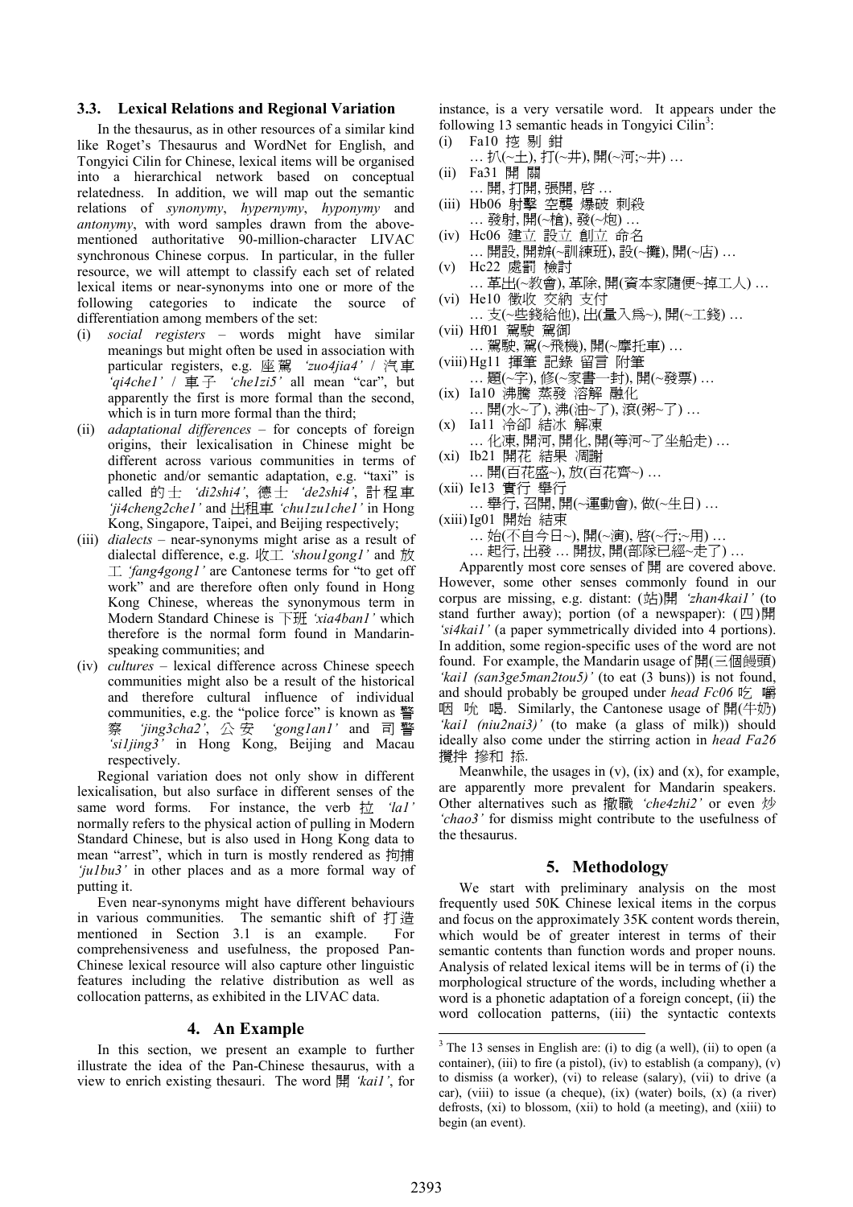### 3.3. Lexical Relations and Regional Variation

In the thesaurus, as in other resources of a similar kind like Roget's Thesaurus and WordNet for English, and Tongyici Cilin for Chinese, lexical items will be organised into a hierarchical network based on conceptual relatedness. In addition, we will map out the semantic relations of *synonymy*, *hypernymy*, *hyponymy* and *antonymy*, with word samples drawn from the above-mentioned authoritative 90-million-character LIVAC synchronous Chinese corpus. In particular, in the fuller resource, we will attempt to classify each set of related lexical items or near-synonyms into one or more of the following categories to indicate the source of differentiation among members of the set:

(i) *social registers* – words might have similar meanings but might often be used in association with particular registers, e.g. 座駕 *'zuo4jia4'* / 汽車 *'qi4che1'* / 車子 *'che1zi5'* all mean "car", but apparently the first is more formal than the second, which is in turn more formal than the third;

(ii) *adaptational differences* – for concepts of foreign origins, their lexicalisation in Chinese might be different across various communities in terms of phonetic and/or semantic adaptation, e.g. "taxi" is called 的士 *'di2shi4'*, 德士 *'de2shi4'*, 計程車 *'ji4cheng2che1'* and 出租車 *'chu1zu1che1'* in Hong Kong, Singapore, Taipei, and Beijing respectively;

(iii) *dialects* – near-synonyms might arise as a result of dialectal difference, e.g. 收工 *'shou1gong1'* and 放工 *'fang4gong1'* are Cantonese terms for "to get off work" and are therefore often only found in Hong Kong Chinese, whereas the synonymous term in Modern Standard Chinese is 下班 *'xia4ban1'* which therefore is the normal form found in Mandarin-speaking communities; and

(iv) *cultures* – lexical difference across Chinese speech communities might also be a result of the historical and therefore cultural influence of individual communities, e.g. the "police force" is known as 警察 *'jing3cha2'*, 公安 *'gong1an1'* and 司警 *'si1jing3'* in Hong Kong, Beijing and Macau respectively.

Regional variation does not only show in different lexicalisation, but also surface in different senses of the same word forms. For instance, the verb 拉 *'la1'* normally refers to the physical action of pulling in Modern Standard Chinese, but is also used in Hong Kong data to mean "arrest", which in turn is mostly rendered as 拘捕 *'ju1bu3'* in other places and as a more formal way of putting it.

Even near-synonyms might have different behaviours in various communities. The semantic shift of 打造 mentioned in Section 3.1 is an example. For comprehensiveness and usefulness, the proposed Pan-Chinese lexical resource will also capture other linguistic features including the relative distribution as well as collocation patterns, as exhibited in the LIVAC data.

## 4. An Example

In this section, we present an example to further illustrate the idea of the Pan-Chinese thesaurus, with a view to enrich existing thesauri. The word 開 *'kai1'*, for instance, is a very versatile word. It appears under the following 13 semantic heads in Tongyici Cilin[3]:

(i) Fa10 挖 剔 鉗
… 扒(~土), 打(~井), 開(~河;~井) …

(ii) Fa31 開 關
… 開, 打開, 張開, 啓 …

(iii) Hb06 射擊 空襲 爆破 刺殺
… 發射, 開(~槍), 發(~炮) …

(iv) Hc06 建立 設立 創立 命名
… 開設, 開辦(~訓練班), 設(~攤), 開(~店) …

(v) Hc22 處罰 檢討
… 革出(~教會), 革除, 開(資本家隨便~掉工人) …

(vi) He10 徵收 交納 支付
… 支(~些錢給他), 出(量入爲~), 開(~工錢) …

(vii) Hf01 駕駛 駕御
… 駕駛, 駕(~飛機), 開(~摩托車) …

(viii) Hg11 揮筆 記錄 留言 附筆
… 題(~字), 修(~家書一封), 開(~發票) …

(ix) Ia10 沸騰 蒸發 溶解 融化
… 開(水~了), 沸(油~了), 滾(粥~了) …

(x) Ia11 冷卻 結冰 解凍
… 化凍, 開河, 開化, 開(等河~了坐船走) …

(xi) Ib21 開花 結果 凋謝
… 開(百花盛~), 放(百花齊~) …

(xii) Ie13 實行 舉行
… 舉行, 召開, 開(~運動會), 做(~生日) …

(xiii) Ig01 開始 結束
… 始(不自今日~), 開(~演), 啓(~行;~用) …
… 起行, 出發 … 開拔, 開(部隊已經~走了) …

Apparently most core senses of 開 are covered above. However, some other senses commonly found in our corpus are missing, e.g. distant: (站)開 *'zhan4kai1'* (to stand further away); portion (of a newspaper): (四)開 *'si4kai1'* (a paper symmetrically divided into 4 portions). In addition, some region-specific uses of the word are not found. For example, the Mandarin usage of 開(三個饅頭) *'kai1 (san3ge5man2tou5)'* (to eat (3 buns)) is not found, and should probably be grouped under *head Fc06* 吃 嚼 咽 吮 喝. Similarly, the Cantonese usage of 開(牛奶) *'kai1 (niu2nai3)'* (to make (a glass of milk)) should ideally also come under the stirring action in *head Fa26* 攪拌 摻和 㧗.

Meanwhile, the usages in (v), (ix) and (x), for example, are apparently more prevalent for Mandarin speakers. Other alternatives such as 撤職 *'che4zhi2'* or even 炒 *'chao3'* for dismiss might contribute to the usefulness of the thesaurus.

## 5. Methodology

We start with preliminary analysis on the most frequently used 50K Chinese lexical items in the corpus and focus on the approximately 35K content words therein, which would be of greater interest in terms of their semantic contents than function words and proper nouns. Analysis of related lexical items will be in terms of (i) the morphological structure of the words, including whether a word is a phonetic adaptation of a foreign concept, (ii) the word collocation patterns, (iii) the syntactic contexts

---

[3] The 13 senses in English are: (i) to dig (a well), (ii) to open (a container), (iii) to fire (a pistol), (iv) to establish (a company), (v) to dismiss (a worker), (vi) to release (salary), (vii) to drive (a car), (viii) to issue (a cheque), (ix) (water) boils, (x) (a river) defrosts, (xi) to blossom, (xii) to hold (a meeting), and (xiii) to begin (an event).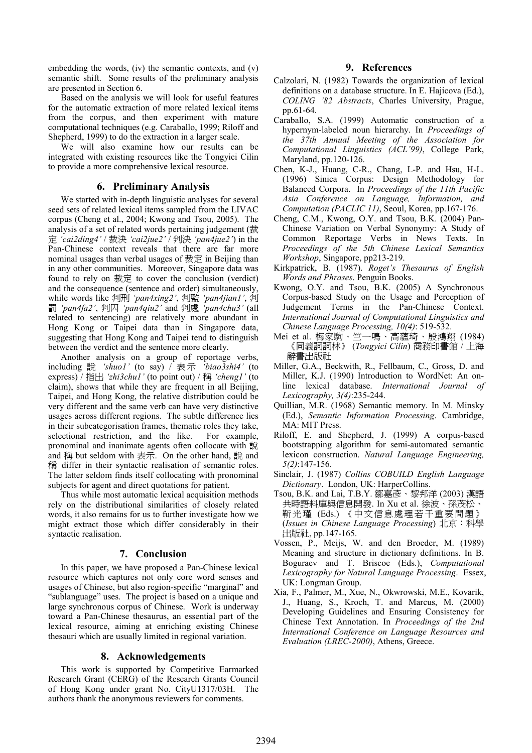embedding the words, (iv) the semantic contexts, and (v) semantic shift. Some results of the preliminary analysis are presented in Section 6.

Based on the analysis we will look for useful features for the automatic extraction of more related lexical items from the corpus, and then experiment with mature computational techniques (e.g. Caraballo, 1999; Riloff and Shepherd, 1999) to do the extraction in a larger scale.

We will also examine how our results can be integrated with existing resources like the Tongyici Cilin to provide a more comprehensive lexical resource.

## 6. Preliminary Analysis

We started with in-depth linguistic analyses for several seed sets of related lexical items sampled from the LIVAC corpus (Cheng et al., 2004; Kwong and Tsou, 2005). The analysis of a set of related words pertaining judgement (裁定 *'cai2ding4'* / 裁決 *'cai2jue2'* / 判決 *'pan4jue2'*) in the Pan-Chinese context reveals that there are far more nominal usages than verbal usages of 裁定 in Beijing than in any other communities. Moreover, Singapore data was found to rely on 裁定 to cover the conclusion (verdict) and the consequence (sentence and order) simultaneously, while words like 判刑 *'pan4xing2'*, 判監 *'pan4jian1'*, 判罰 *'pan4fa2'*, 判囚 *'pan4qiu2'* and 判處 *'pan4chu3'* (all related to sentencing) are relatively more abundant in Hong Kong or Taipei data than in Singapore data, suggesting that Hong Kong and Taipei tend to distinguish between the verdict and the sentence more clearly.

Another analysis on a group of reportage verbs, including 說 *'shuo1'* (to say) / 表示 *'biao3shi4'* (to express) / 指出 *'zhi3chu1'* (to point out) / 稱 *'cheng1'* (to claim), shows that while they are frequent in all Beijing, Taipei, and Hong Kong, the relative distribution could be very different and the same verb can have very distinctive usages across different regions. The subtle difference lies in their subcategorisation frames, thematic roles they take, selectional restriction, and the like. For example, pronominal and inanimate agents often collocate with 說 and 稱 but seldom with 表示. On the other hand, 說 and 稱 differ in their syntactic realisation of semantic roles. The latter seldom finds itself collocating with pronominal subjects for agent and direct quotations for patient.

Thus while most automatic lexical acquisition methods rely on the distributional similarities of closely related words, it also remains for us to further investigate how we might extract those which differ considerably in their syntactic realisation.

## 7. Conclusion

In this paper, we have proposed a Pan-Chinese lexical resource which captures not only core word senses and usages of Chinese, but also region-specific "marginal" and "sublanguage" uses. The project is based on a unique and large synchronous corpus of Chinese. Work is underway toward a Pan-Chinese thesaurus, an essential part of the lexical resource, aiming at enriching existing Chinese thesauri which are usually limited in regional variation.

## 8. Acknowledgements

This work is supported by Competitive Earmarked Research Grant (CERG) of the Research Grants Council of Hong Kong under grant No. CityU1317/03H. The authors thank the anonymous reviewers for comments.

## 9. References

Calzolari, N. (1982) Towards the organization of lexical definitions on a database structure. In E. Hajicova (Ed.), *COLING '82 Abstracts*, Charles University, Prague, pp.61-64.

Caraballo, S.A. (1999) Automatic construction of a hypernym-labeled noun hierarchy. In *Proceedings of the 37th Annual Meeting of the Association for Computational Linguistics (ACL'99)*, College Park, Maryland, pp.120-126.

Chen, K-J., Huang, C-R., Chang, L-P. and Hsu, H-L. (1996) Sinica Corpus: Design Methodology for Balanced Corpora. In *Proceedings of the 11th Pacific Asia Conference on Language, Information, and Computation (PACLIC 11)*, Seoul, Korea, pp.167-176.

Cheng, C.M., Kwong, O.Y. and Tsou, B.K. (2004) Pan-Chinese Variation on Verbal Synonymy: A Study of Common Reportage Verbs in News Texts. In *Proceedings of the 5th Chinese Lexical Semantics Workshop*, Singapore, pp213-219.

Kirkpatrick, B. (1987). *Roget's Thesaurus of English Words and Phrases*. Penguin Books.

Kwong, O.Y. and Tsou, B.K. (2005) A Synchronous Corpus-based Study on the Usage and Perception of Judgement Terms in the Pan-Chinese Context. *International Journal of Computational Linguistics and Chinese Language Processing, 10(4)*: 519-532.

Mei et al. 梅家駒、竺一鳴、高蘊琦、殷鴻翔 (1984) 《同義詞詞林》 (*Tongyici Cilin*) 商務印書館 / 上海辭書出版社

Miller, G.A., Beckwith, R., Fellbaum, C., Gross, D. and Miller, K.J. (1990) Introduction to WordNet: An on-line lexical database. *International Journal of Lexicography, 3(4)*:235-244.

Quillian, M.R. (1968) Semantic memory. In M. Minsky (Ed.), *Semantic Information Processing*. Cambridge, MA: MIT Press.

Riloff, E. and Shepherd, J. (1999) A corpus-based bootstrapping algorithm for semi-automated semantic lexicon construction. *Natural Language Engineering, 5(2)*:147-156.

Sinclair, J. (1987) *Collins COBUILD English Language Dictionary*. London, UK: HarperCollins.

Tsou, B.K. and Lai, T.B.Y. 鄒嘉彥、黎邦洋 (2003) 漢語共時語料庫與信息開發. In Xu et al. 徐波、孫茂松、靳光瑾 (Eds.) 《中文信息處理若干重要問題》 (*Issues in Chinese Language Processing*) 北京：科學出版社, pp.147-165.

Vossen, P., Meijs, W. and den Broeder, M. (1989) Meaning and structure in dictionary definitions. In B. Boguraev and T. Briscoe (Eds.), *Computational Lexicography for Natural Language Processing*. Essex, UK: Longman Group.

Xia, F., Palmer, M., Xue, N., Okwrowski, M.E., Kovarik, J., Huang, S., Kroch, T. and Marcus, M. (2000) Developing Guidelines and Ensuring Consistency for Chinese Text Annotation. In *Proceedings of the 2nd International Conference on Language Resources and Evaluation (LREC-2000)*, Athens, Greece.